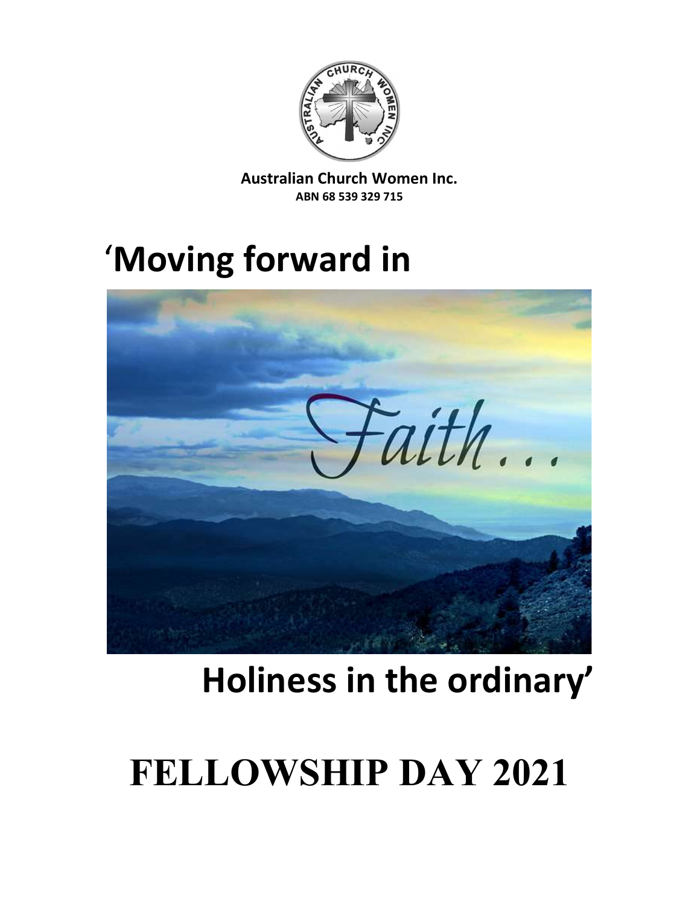**Australian Church Women Inc.**
**ABN 68 539 329 715**

# 'Moving forward in

Faith...

# Holiness in the ordinary'

# FELLOWSHIP DAY 2021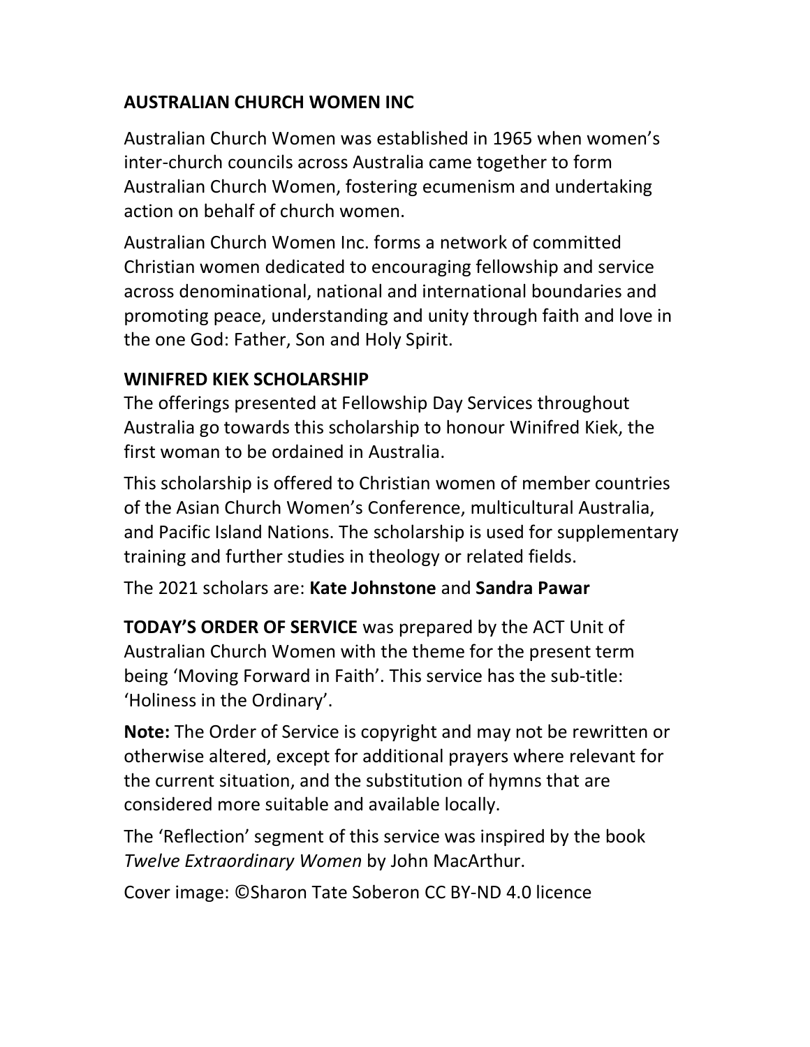## AUSTRALIAN CHURCH WOMEN INC

Australian Church Women was established in 1965 when women's inter-church councils across Australia came together to form Australian Church Women, fostering ecumenism and undertaking action on behalf of church women.

Australian Church Women Inc. forms a network of committed Christian women dedicated to encouraging fellowship and service across denominational, national and international boundaries and promoting peace, understanding and unity through faith and love in the one God: Father, Son and Holy Spirit.

## WINIFRED KIEK SCHOLARSHIP

The offerings presented at Fellowship Day Services throughout Australia go towards this scholarship to honour Winifred Kiek, the first woman to be ordained in Australia.

This scholarship is offered to Christian women of member countries of the Asian Church Women's Conference, multicultural Australia, and Pacific Island Nations. The scholarship is used for supplementary training and further studies in theology or related fields.

The 2021 scholars are: **Kate Johnstone** and **Sandra Pawar**

**TODAY'S ORDER OF SERVICE** was prepared by the ACT Unit of Australian Church Women with the theme for the present term being 'Moving Forward in Faith'. This service has the sub-title: 'Holiness in the Ordinary'.

**Note:** The Order of Service is copyright and may not be rewritten or otherwise altered, except for additional prayers where relevant for the current situation, and the substitution of hymns that are considered more suitable and available locally.

The 'Reflection' segment of this service was inspired by the book *Twelve Extraordinary Women* by John MacArthur.

Cover image: ©Sharon Tate Soberon CC BY-ND 4.0 licence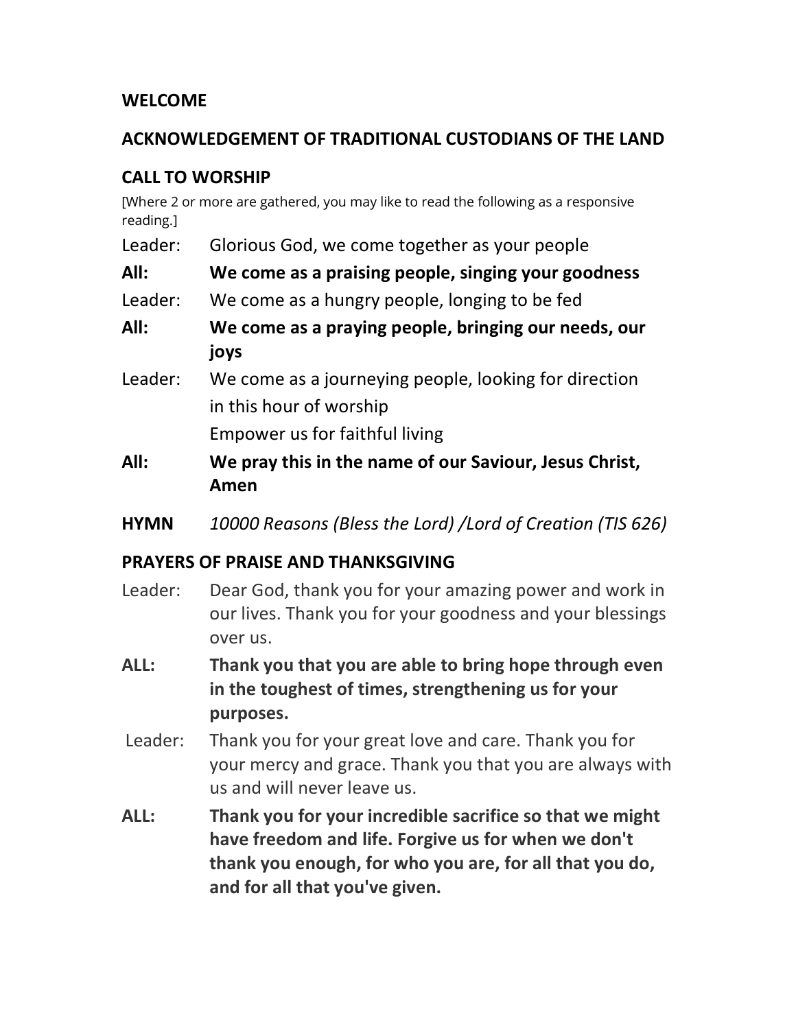## WELCOME

## ACKNOWLEDGEMENT OF TRADITIONAL CUSTODIANS OF THE LAND

## CALL TO WORSHIP

[Where 2 or more are gathered, you may like to read the following as a responsive reading.]

Leader: Glorious God, we come together as your people

**All: We come as a praising people, singing your goodness**

Leader: We come as a hungry people, longing to be fed

**All: We come as a praying people, bringing our needs, our joys**

Leader: We come as a journeying people, looking for direction in this hour of worship
Empower us for faithful living

**All: We pray this in the name of our Saviour, Jesus Christ, Amen**

**HYMN** *10000 Reasons (Bless the Lord) /Lord of Creation (TIS 626)*

## PRAYERS OF PRAISE AND THANKSGIVING

Leader: Dear God, thank you for your amazing power and work in our lives. Thank you for your goodness and your blessings over us.

**ALL: Thank you that you are able to bring hope through even in the toughest of times, strengthening us for your purposes.**

Leader: Thank you for your great love and care. Thank you for your mercy and grace. Thank you that you are always with us and will never leave us.

**ALL: Thank you for your incredible sacrifice so that we might have freedom and life. Forgive us for when we don't thank you enough, for who you are, for all that you do, and for all that you've given.**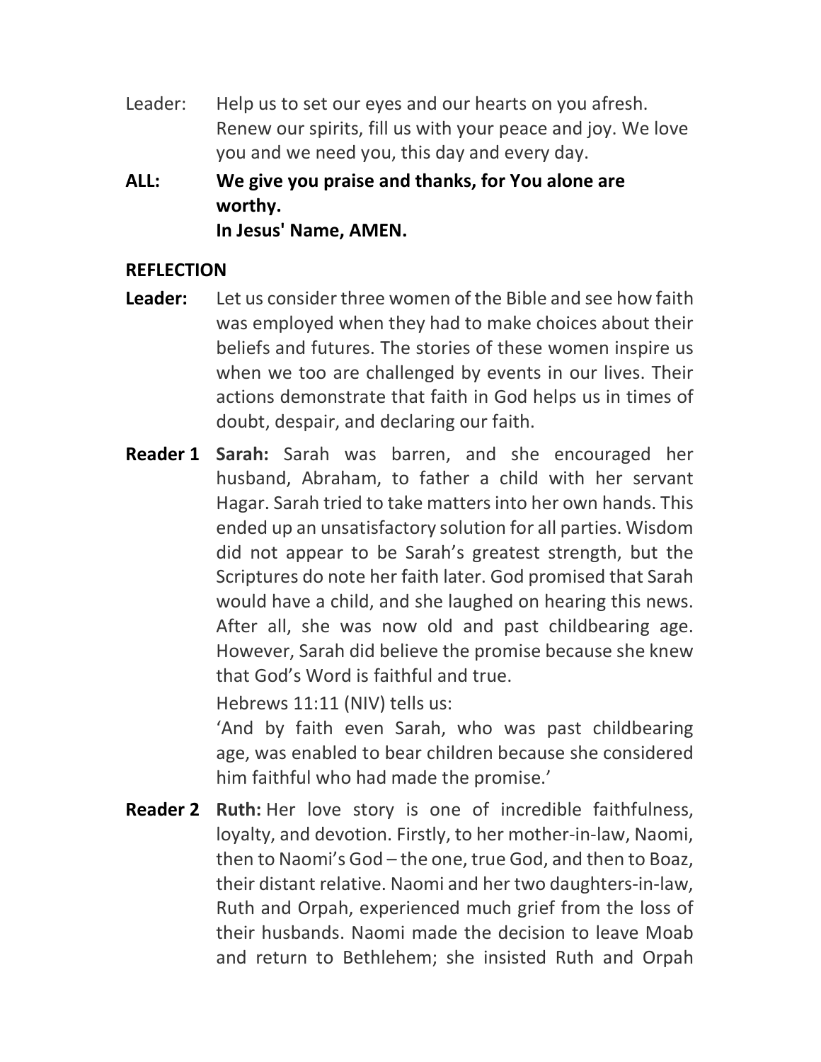Leader: Help us to set our eyes and our hearts on you afresh. Renew our spirits, fill us with your peace and joy. We love you and we need you, this day and every day.

**ALL: We give you praise and thanks, for You alone are worthy.**
**In Jesus' Name, AMEN.**

**REFLECTION**

**Leader:** Let us consider three women of the Bible and see how faith was employed when they had to make choices about their beliefs and futures. The stories of these women inspire us when we too are challenged by events in our lives. Their actions demonstrate that faith in God helps us in times of doubt, despair, and declaring our faith.

**Reader 1** **Sarah:** Sarah was barren, and she encouraged her husband, Abraham, to father a child with her servant Hagar. Sarah tried to take matters into her own hands. This ended up an unsatisfactory solution for all parties. Wisdom did not appear to be Sarah's greatest strength, but the Scriptures do note her faith later. God promised that Sarah would have a child, and she laughed on hearing this news. After all, she was now old and past childbearing age. However, Sarah did believe the promise because she knew that God's Word is faithful and true.

Hebrews 11:11 (NIV) tells us:

'And by faith even Sarah, who was past childbearing age, was enabled to bear children because she considered him faithful who had made the promise.'

**Reader 2** **Ruth:** Her love story is one of incredible faithfulness, loyalty, and devotion. Firstly, to her mother-in-law, Naomi, then to Naomi's God – the one, true God, and then to Boaz, their distant relative. Naomi and her two daughters-in-law, Ruth and Orpah, experienced much grief from the loss of their husbands. Naomi made the decision to leave Moab and return to Bethlehem; she insisted Ruth and Orpah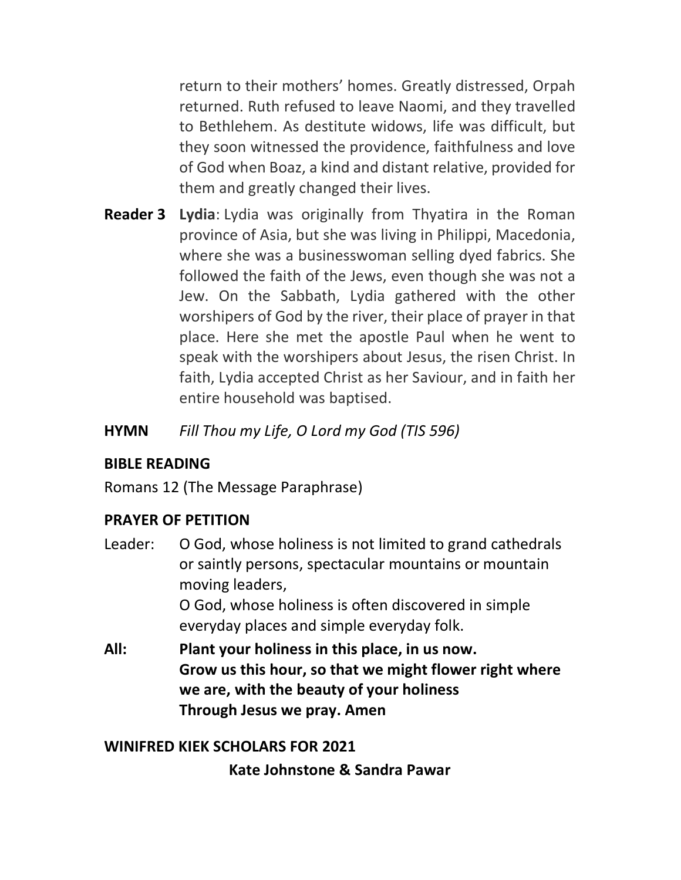return to their mothers' homes. Greatly distressed, Orpah returned. Ruth refused to leave Naomi, and they travelled to Bethlehem. As destitute widows, life was difficult, but they soon witnessed the providence, faithfulness and love of God when Boaz, a kind and distant relative, provided for them and greatly changed their lives.

**Reader 3** **Lydia**: Lydia was originally from Thyatira in the Roman province of Asia, but she was living in Philippi, Macedonia, where she was a businesswoman selling dyed fabrics. She followed the faith of the Jews, even though she was not a Jew. On the Sabbath, Lydia gathered with the other worshipers of God by the river, their place of prayer in that place. Here she met the apostle Paul when he went to speak with the worshipers about Jesus, the risen Christ. In faith, Lydia accepted Christ as her Saviour, and in faith her entire household was baptised.

**HYMN** *Fill Thou my Life, O Lord my God (TIS 596)*

**BIBLE READING**

Romans 12 (The Message Paraphrase)

**PRAYER OF PETITION**

Leader: O God, whose holiness is not limited to grand cathedrals or saintly persons, spectacular mountains or mountain moving leaders,
O God, whose holiness is often discovered in simple everyday places and simple everyday folk.

**All: Plant your holiness in this place, in us now.
Grow us this hour, so that we might flower right where we are, with the beauty of your holiness
Through Jesus we pray. Amen**

**WINIFRED KIEK SCHOLARS FOR 2021**

**Kate Johnstone & Sandra Pawar**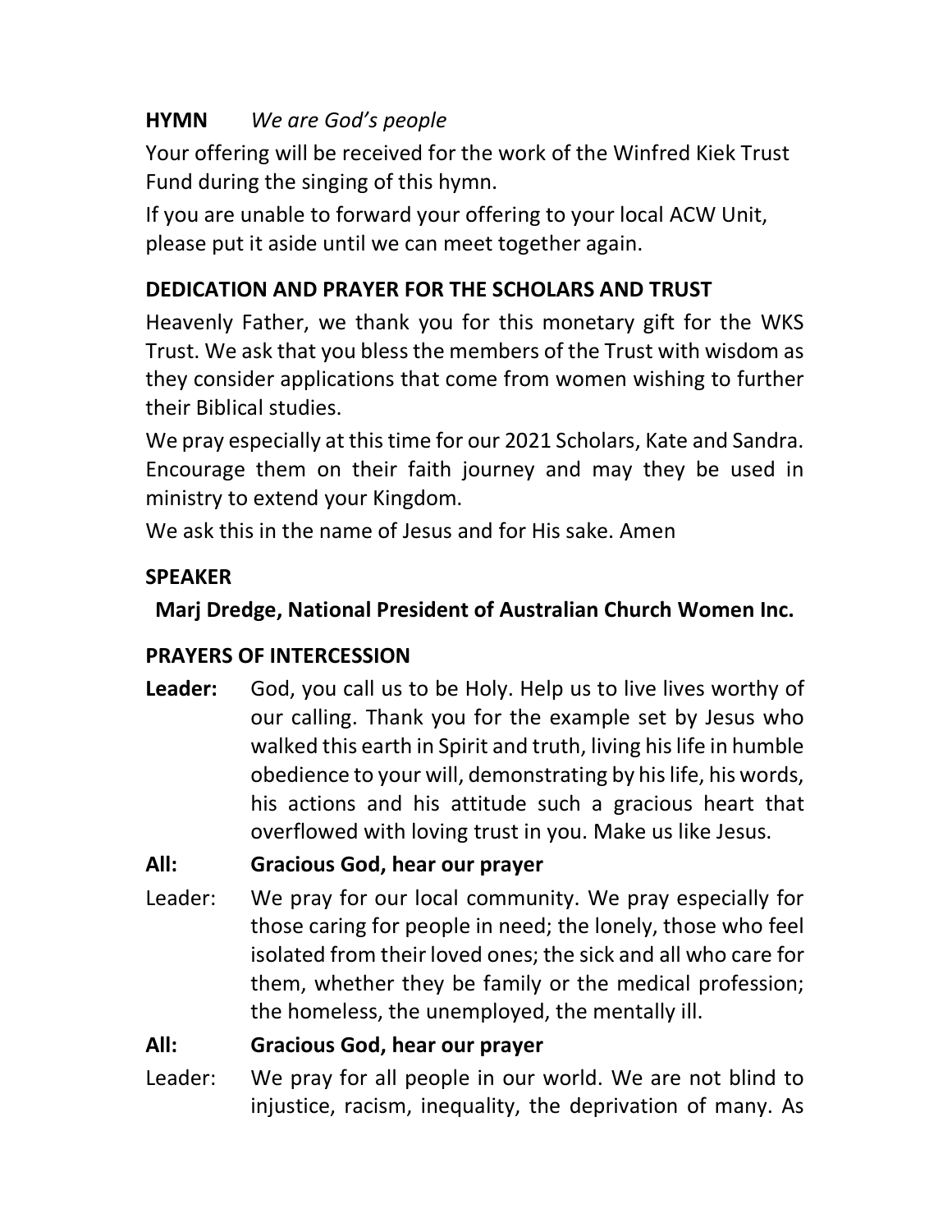**HYMN** *We are God's people*

Your offering will be received for the work of the Winfred Kiek Trust Fund during the singing of this hymn.

If you are unable to forward your offering to your local ACW Unit, please put it aside until we can meet together again.

**DEDICATION AND PRAYER FOR THE SCHOLARS AND TRUST**

Heavenly Father, we thank you for this monetary gift for the WKS Trust. We ask that you bless the members of the Trust with wisdom as they consider applications that come from women wishing to further their Biblical studies.

We pray especially at this time for our 2021 Scholars, Kate and Sandra. Encourage them on their faith journey and may they be used in ministry to extend your Kingdom.

We ask this in the name of Jesus and for His sake. Amen

**SPEAKER**

**Marj Dredge, National President of Australian Church Women Inc.**

**PRAYERS OF INTERCESSION**

**Leader:** God, you call us to be Holy. Help us to live lives worthy of our calling. Thank you for the example set by Jesus who walked this earth in Spirit and truth, living his life in humble obedience to your will, demonstrating by his life, his words, his actions and his attitude such a gracious heart that overflowed with loving trust in you. Make us like Jesus.

**All: Gracious God, hear our prayer**

Leader: We pray for our local community. We pray especially for those caring for people in need; the lonely, those who feel isolated from their loved ones; the sick and all who care for them, whether they be family or the medical profession; the homeless, the unemployed, the mentally ill.

**All: Gracious God, hear our prayer**

Leader: We pray for all people in our world. We are not blind to injustice, racism, inequality, the deprivation of many. As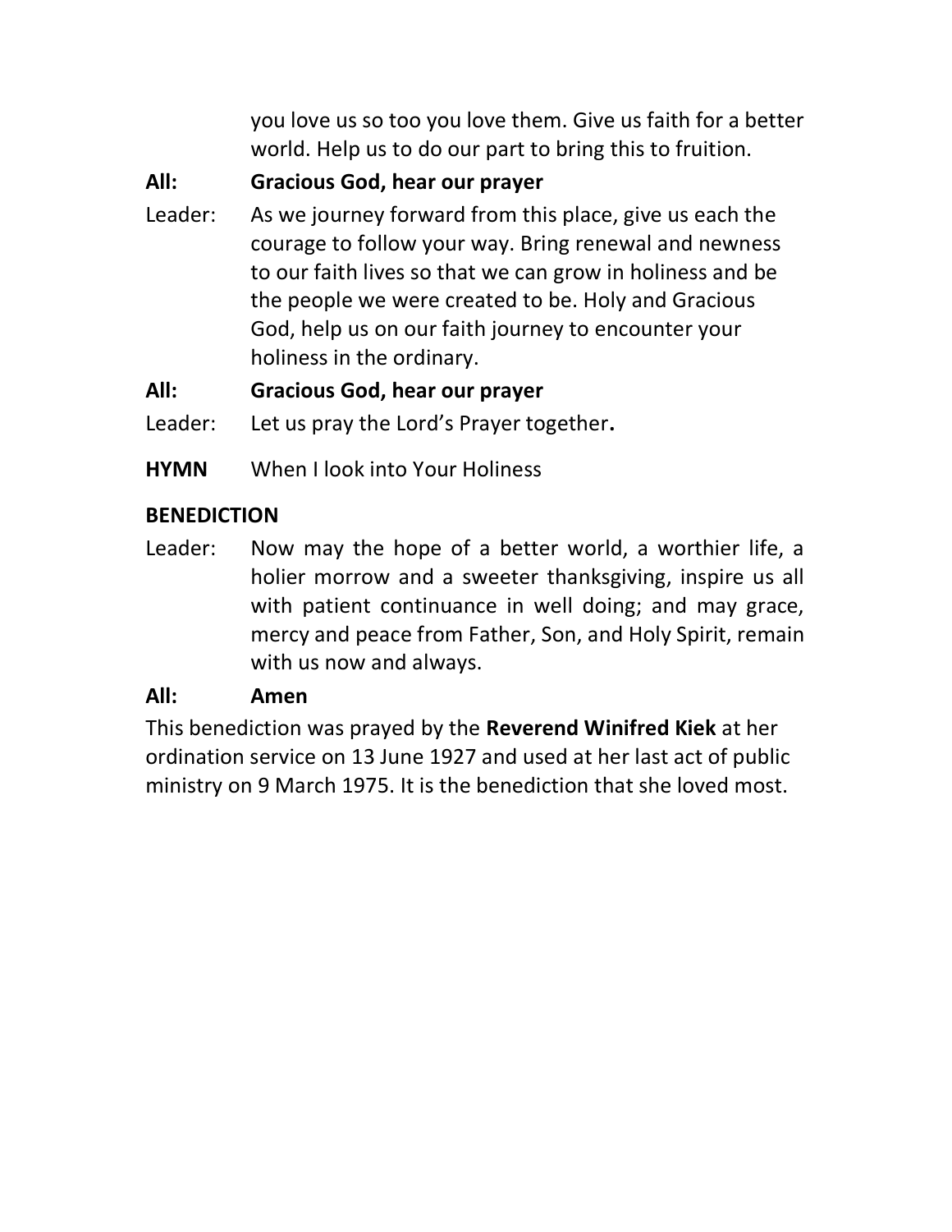you love us so too you love them. Give us faith for a better world. Help us to do our part to bring this to fruition.

**All: Gracious God, hear our prayer**

Leader: As we journey forward from this place, give us each the courage to follow your way. Bring renewal and newness to our faith lives so that we can grow in holiness and be the people we were created to be. Holy and Gracious God, help us on our faith journey to encounter your holiness in the ordinary.

**All: Gracious God, hear our prayer**

Leader: Let us pray the Lord's Prayer together.

**HYMN** When I look into Your Holiness

**BENEDICTION**

Leader: Now may the hope of a better world, a worthier life, a holier morrow and a sweeter thanksgiving, inspire us all with patient continuance in well doing; and may grace, mercy and peace from Father, Son, and Holy Spirit, remain with us now and always.

**All: Amen**

This benediction was prayed by the **Reverend Winifred Kiek** at her ordination service on 13 June 1927 and used at her last act of public ministry on 9 March 1975. It is the benediction that she loved most.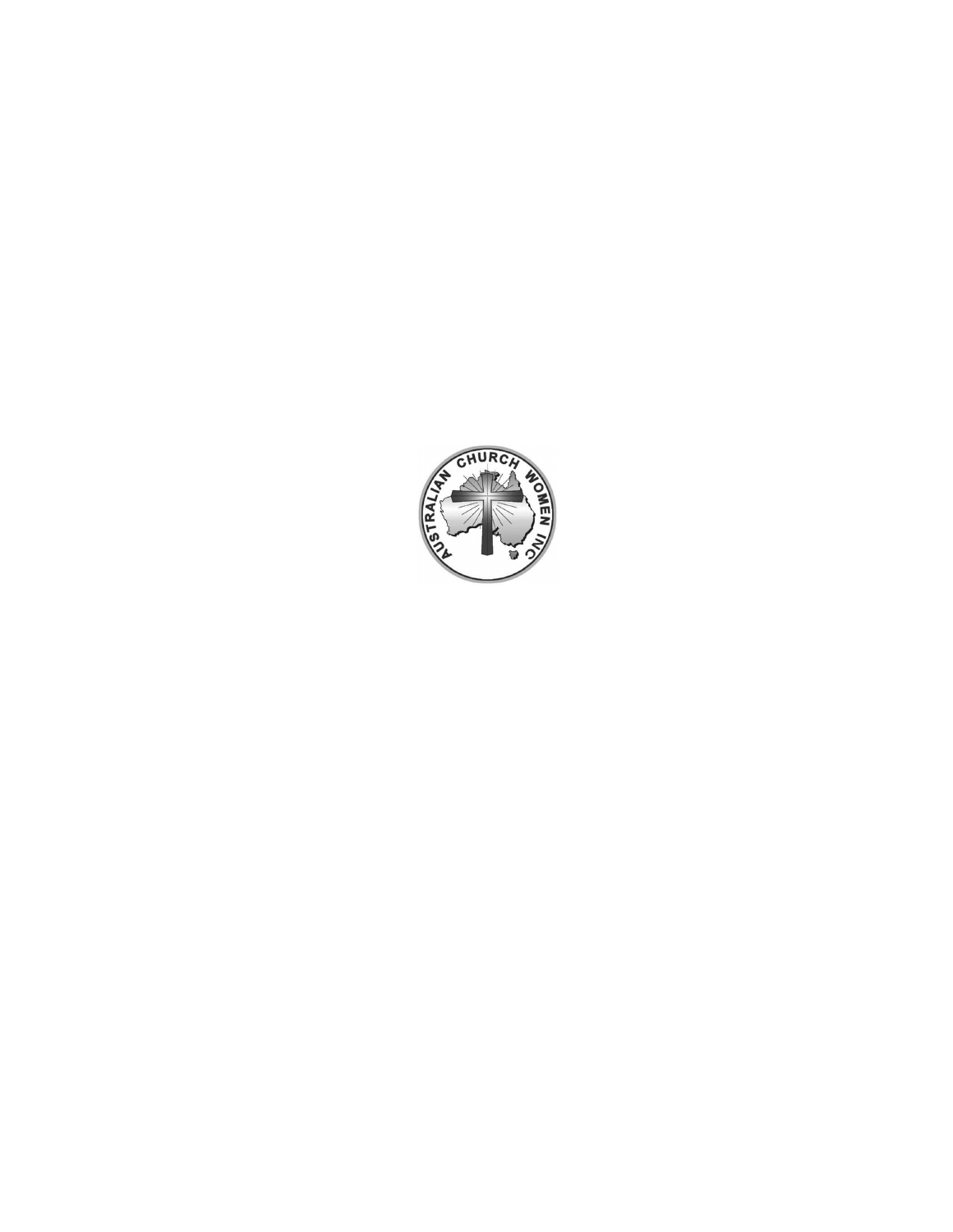AUSTRALIAN CHURCH WOMEN INC